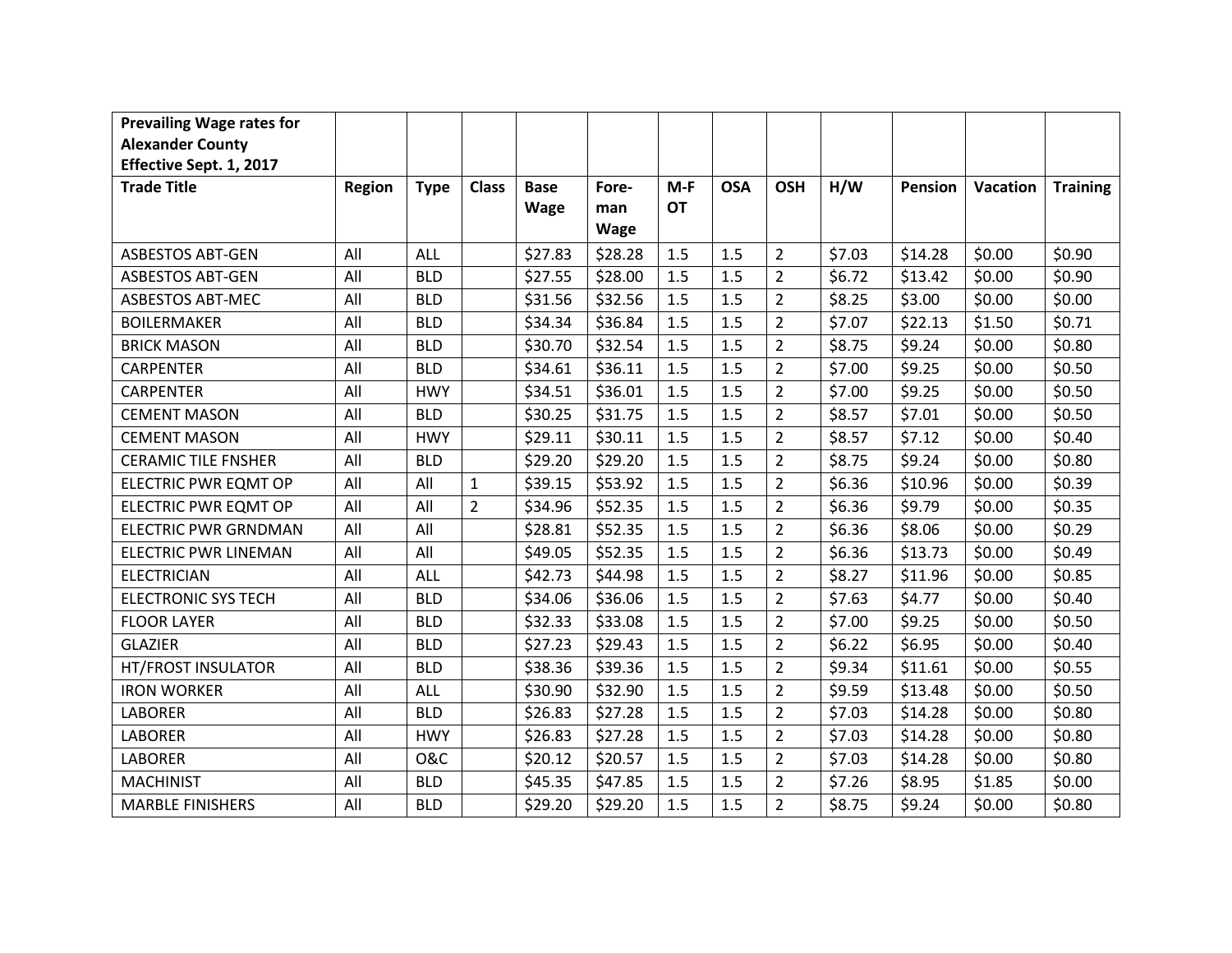| Prevailing Wage rates for Alexander County Effective Sept. 1, 2017 | | | | | | | | | | | | |
|---|---|---|---|---|---|---|---|---|---|---|---|---|
| **Trade Title** | **Region** | **Type** | **Class** | **Base Wage** | **Fore-man Wage** | **M-F OT** | **OSA** | **OSH** | **H/W** | **Pension** | **Vacation** | **Training** |
| ASBESTOS ABT-GEN | All | ALL | | $27.83 | $28.28 | 1.5 | 1.5 | 2 | $7.03 | $14.28 | $0.00 | $0.90 |
| ASBESTOS ABT-GEN | All | BLD | | $27.55 | $28.00 | 1.5 | 1.5 | 2 | $6.72 | $13.42 | $0.00 | $0.90 |
| ASBESTOS ABT-MEC | All | BLD | | $31.56 | $32.56 | 1.5 | 1.5 | 2 | $8.25 | $3.00 | $0.00 | $0.00 |
| BOILERMAKER | All | BLD | | $34.34 | $36.84 | 1.5 | 1.5 | 2 | $7.07 | $22.13 | $1.50 | $0.71 |
| BRICK MASON | All | BLD | | $30.70 | $32.54 | 1.5 | 1.5 | 2 | $8.75 | $9.24 | $0.00 | $0.80 |
| CARPENTER | All | BLD | | $34.61 | $36.11 | 1.5 | 1.5 | 2 | $7.00 | $9.25 | $0.00 | $0.50 |
| CARPENTER | All | HWY | | $34.51 | $36.01 | 1.5 | 1.5 | 2 | $7.00 | $9.25 | $0.00 | $0.50 |
| CEMENT MASON | All | BLD | | $30.25 | $31.75 | 1.5 | 1.5 | 2 | $8.57 | $7.01 | $0.00 | $0.50 |
| CEMENT MASON | All | HWY | | $29.11 | $30.11 | 1.5 | 1.5 | 2 | $8.57 | $7.12 | $0.00 | $0.40 |
| CERAMIC TILE FNSHER | All | BLD | | $29.20 | $29.20 | 1.5 | 1.5 | 2 | $8.75 | $9.24 | $0.00 | $0.80 |
| ELECTRIC PWR EQMT OP | All | All | 1 | $39.15 | $53.92 | 1.5 | 1.5 | 2 | $6.36 | $10.96 | $0.00 | $0.39 |
| ELECTRIC PWR EQMT OP | All | All | 2 | $34.96 | $52.35 | 1.5 | 1.5 | 2 | $6.36 | $9.79 | $0.00 | $0.35 |
| ELECTRIC PWR GRNDMAN | All | All | | $28.81 | $52.35 | 1.5 | 1.5 | 2 | $6.36 | $8.06 | $0.00 | $0.29 |
| ELECTRIC PWR LINEMAN | All | All | | $49.05 | $52.35 | 1.5 | 1.5 | 2 | $6.36 | $13.73 | $0.00 | $0.49 |
| ELECTRICIAN | All | ALL | | $42.73 | $44.98 | 1.5 | 1.5 | 2 | $8.27 | $11.96 | $0.00 | $0.85 |
| ELECTRONIC SYS TECH | All | BLD | | $34.06 | $36.06 | 1.5 | 1.5 | 2 | $7.63 | $4.77 | $0.00 | $0.40 |
| FLOOR LAYER | All | BLD | | $32.33 | $33.08 | 1.5 | 1.5 | 2 | $7.00 | $9.25 | $0.00 | $0.50 |
| GLAZIER | All | BLD | | $27.23 | $29.43 | 1.5 | 1.5 | 2 | $6.22 | $6.95 | $0.00 | $0.40 |
| HT/FROST INSULATOR | All | BLD | | $38.36 | $39.36 | 1.5 | 1.5 | 2 | $9.34 | $11.61 | $0.00 | $0.55 |
| IRON WORKER | All | ALL | | $30.90 | $32.90 | 1.5 | 1.5 | 2 | $9.59 | $13.48 | $0.00 | $0.50 |
| LABORER | All | BLD | | $26.83 | $27.28 | 1.5 | 1.5 | 2 | $7.03 | $14.28 | $0.00 | $0.80 |
| LABORER | All | HWY | | $26.83 | $27.28 | 1.5 | 1.5 | 2 | $7.03 | $14.28 | $0.00 | $0.80 |
| LABORER | All | O&C | | $20.12 | $20.57 | 1.5 | 1.5 | 2 | $7.03 | $14.28 | $0.00 | $0.80 |
| MACHINIST | All | BLD | | $45.35 | $47.85 | 1.5 | 1.5 | 2 | $7.26 | $8.95 | $1.85 | $0.00 |
| MARBLE FINISHERS | All | BLD | | $29.20 | $29.20 | 1.5 | 1.5 | 2 | $8.75 | $9.24 | $0.00 | $0.80 |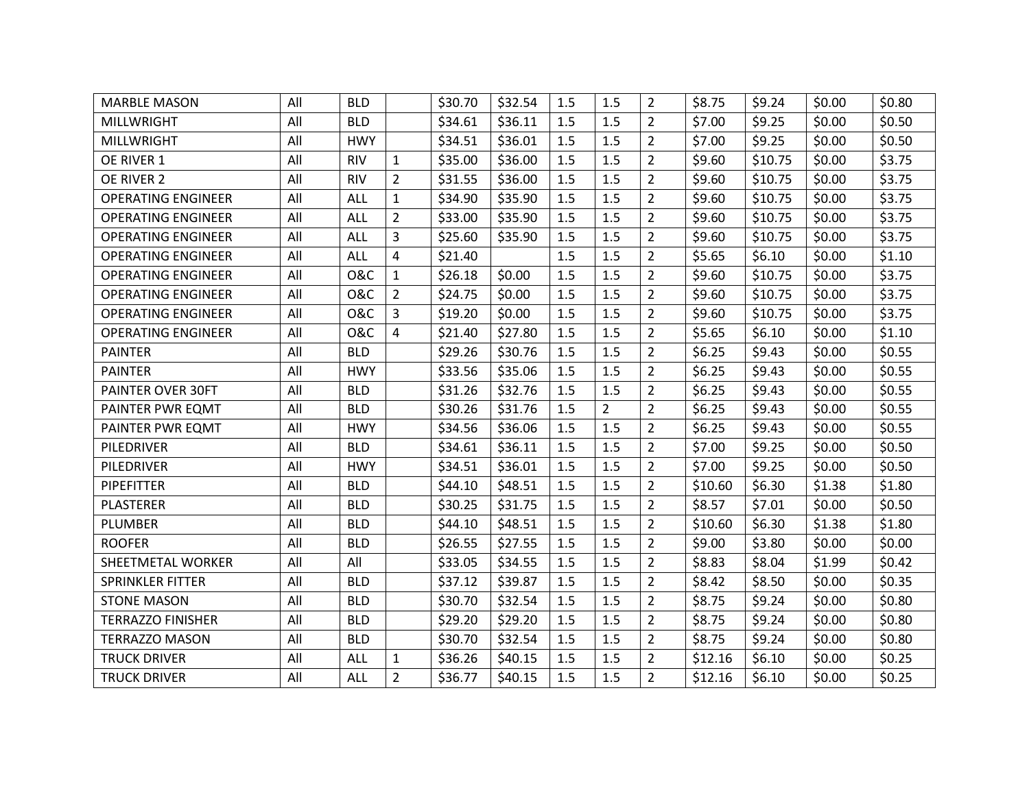| | | | | | | | | | | | | |
|---|---|---|---|---|---|---|---|---|---|---|---|---|
| MARBLE MASON | All | BLD | | $30.70 | $32.54 | 1.5 | 1.5 | 2 | $8.75 | $9.24 | $0.00 | $0.80 |
| MILLWRIGHT | All | BLD | | $34.61 | $36.11 | 1.5 | 1.5 | 2 | $7.00 | $9.25 | $0.00 | $0.50 |
| MILLWRIGHT | All | HWY | | $34.51 | $36.01 | 1.5 | 1.5 | 2 | $7.00 | $9.25 | $0.00 | $0.50 |
| OE RIVER 1 | All | RIV | 1 | $35.00 | $36.00 | 1.5 | 1.5 | 2 | $9.60 | $10.75 | $0.00 | $3.75 |
| OE RIVER 2 | All | RIV | 2 | $31.55 | $36.00 | 1.5 | 1.5 | 2 | $9.60 | $10.75 | $0.00 | $3.75 |
| OPERATING ENGINEER | All | ALL | 1 | $34.90 | $35.90 | 1.5 | 1.5 | 2 | $9.60 | $10.75 | $0.00 | $3.75 |
| OPERATING ENGINEER | All | ALL | 2 | $33.00 | $35.90 | 1.5 | 1.5 | 2 | $9.60 | $10.75 | $0.00 | $3.75 |
| OPERATING ENGINEER | All | ALL | 3 | $25.60 | $35.90 | 1.5 | 1.5 | 2 | $9.60 | $10.75 | $0.00 | $3.75 |
| OPERATING ENGINEER | All | ALL | 4 | $21.40 | | 1.5 | 1.5 | 2 | $5.65 | $6.10 | $0.00 | $1.10 |
| OPERATING ENGINEER | All | O&C | 1 | $26.18 | $0.00 | 1.5 | 1.5 | 2 | $9.60 | $10.75 | $0.00 | $3.75 |
| OPERATING ENGINEER | All | O&C | 2 | $24.75 | $0.00 | 1.5 | 1.5 | 2 | $9.60 | $10.75 | $0.00 | $3.75 |
| OPERATING ENGINEER | All | O&C | 3 | $19.20 | $0.00 | 1.5 | 1.5 | 2 | $9.60 | $10.75 | $0.00 | $3.75 |
| OPERATING ENGINEER | All | O&C | 4 | $21.40 | $27.80 | 1.5 | 1.5 | 2 | $5.65 | $6.10 | $0.00 | $1.10 |
| PAINTER | All | BLD | | $29.26 | $30.76 | 1.5 | 1.5 | 2 | $6.25 | $9.43 | $0.00 | $0.55 |
| PAINTER | All | HWY | | $33.56 | $35.06 | 1.5 | 1.5 | 2 | $6.25 | $9.43 | $0.00 | $0.55 |
| PAINTER OVER 30FT | All | BLD | | $31.26 | $32.76 | 1.5 | 1.5 | 2 | $6.25 | $9.43 | $0.00 | $0.55 |
| PAINTER PWR EQMT | All | BLD | | $30.26 | $31.76 | 1.5 | 2 | 2 | $6.25 | $9.43 | $0.00 | $0.55 |
| PAINTER PWR EQMT | All | HWY | | $34.56 | $36.06 | 1.5 | 1.5 | 2 | $6.25 | $9.43 | $0.00 | $0.55 |
| PILEDRIVER | All | BLD | | $34.61 | $36.11 | 1.5 | 1.5 | 2 | $7.00 | $9.25 | $0.00 | $0.50 |
| PILEDRIVER | All | HWY | | $34.51 | $36.01 | 1.5 | 1.5 | 2 | $7.00 | $9.25 | $0.00 | $0.50 |
| PIPEFITTER | All | BLD | | $44.10 | $48.51 | 1.5 | 1.5 | 2 | $10.60 | $6.30 | $1.38 | $1.80 |
| PLASTERER | All | BLD | | $30.25 | $31.75 | 1.5 | 1.5 | 2 | $8.57 | $7.01 | $0.00 | $0.50 |
| PLUMBER | All | BLD | | $44.10 | $48.51 | 1.5 | 1.5 | 2 | $10.60 | $6.30 | $1.38 | $1.80 |
| ROOFER | All | BLD | | $26.55 | $27.55 | 1.5 | 1.5 | 2 | $9.00 | $3.80 | $0.00 | $0.00 |
| SHEETMETAL WORKER | All | All | | $33.05 | $34.55 | 1.5 | 1.5 | 2 | $8.83 | $8.04 | $1.99 | $0.42 |
| SPRINKLER FITTER | All | BLD | | $37.12 | $39.87 | 1.5 | 1.5 | 2 | $8.42 | $8.50 | $0.00 | $0.35 |
| STONE MASON | All | BLD | | $30.70 | $32.54 | 1.5 | 1.5 | 2 | $8.75 | $9.24 | $0.00 | $0.80 |
| TERRAZZO FINISHER | All | BLD | | $29.20 | $29.20 | 1.5 | 1.5 | 2 | $8.75 | $9.24 | $0.00 | $0.80 |
| TERRAZZO MASON | All | BLD | | $30.70 | $32.54 | 1.5 | 1.5 | 2 | $8.75 | $9.24 | $0.00 | $0.80 |
| TRUCK DRIVER | All | ALL | 1 | $36.26 | $40.15 | 1.5 | 1.5 | 2 | $12.16 | $6.10 | $0.00 | $0.25 |
| TRUCK DRIVER | All | ALL | 2 | $36.77 | $40.15 | 1.5 | 1.5 | 2 | $12.16 | $6.10 | $0.00 | $0.25 |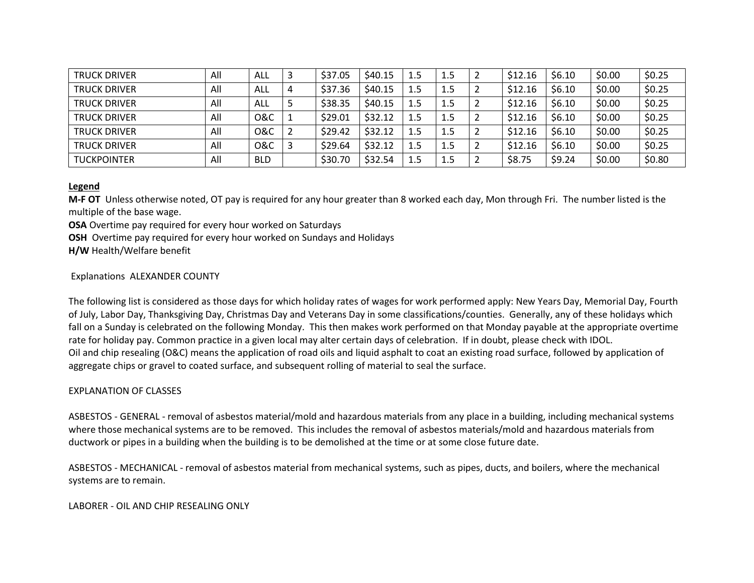| | | | | | | | | | | | | |
|---|---|---|---|---|---|---|---|---|---|---|---|---|
| TRUCK DRIVER | All | ALL | 3 | $37.05 | $40.15 | 1.5 | 1.5 | 2 | $12.16 | $6.10 | $0.00 | $0.25 |
| TRUCK DRIVER | All | ALL | 4 | $37.36 | $40.15 | 1.5 | 1.5 | 2 | $12.16 | $6.10 | $0.00 | $0.25 |
| TRUCK DRIVER | All | ALL | 5 | $38.35 | $40.15 | 1.5 | 1.5 | 2 | $12.16 | $6.10 | $0.00 | $0.25 |
| TRUCK DRIVER | All | O&C | 1 | $29.01 | $32.12 | 1.5 | 1.5 | 2 | $12.16 | $6.10 | $0.00 | $0.25 |
| TRUCK DRIVER | All | O&C | 2 | $29.42 | $32.12 | 1.5 | 1.5 | 2 | $12.16 | $6.10 | $0.00 | $0.25 |
| TRUCK DRIVER | All | O&C | 3 | $29.64 | $32.12 | 1.5 | 1.5 | 2 | $12.16 | $6.10 | $0.00 | $0.25 |
| TUCKPOINTER | All | BLD | | $30.70 | $32.54 | 1.5 | 1.5 | 2 | $8.75 | $9.24 | $0.00 | $0.80 |

**Legend**

**M-F OT** Unless otherwise noted, OT pay is required for any hour greater than 8 worked each day, Mon through Fri. The number listed is the multiple of the base wage.

**OSA** Overtime pay required for every hour worked on Saturdays

**OSH** Overtime pay required for every hour worked on Sundays and Holidays

**H/W** Health/Welfare benefit

Explanations ALEXANDER COUNTY

The following list is considered as those days for which holiday rates of wages for work performed apply: New Years Day, Memorial Day, Fourth of July, Labor Day, Thanksgiving Day, Christmas Day and Veterans Day in some classifications/counties. Generally, any of these holidays which fall on a Sunday is celebrated on the following Monday. This then makes work performed on that Monday payable at the appropriate overtime rate for holiday pay. Common practice in a given local may alter certain days of celebration. If in doubt, please check with IDOL.
Oil and chip resealing (O&C) means the application of road oils and liquid asphalt to coat an existing road surface, followed by application of aggregate chips or gravel to coated surface, and subsequent rolling of material to seal the surface.

EXPLANATION OF CLASSES

ASBESTOS - GENERAL - removal of asbestos material/mold and hazardous materials from any place in a building, including mechanical systems where those mechanical systems are to be removed. This includes the removal of asbestos materials/mold and hazardous materials from ductwork or pipes in a building when the building is to be demolished at the time or at some close future date.

ASBESTOS - MECHANICAL - removal of asbestos material from mechanical systems, such as pipes, ducts, and boilers, where the mechanical systems are to remain.

LABORER - OIL AND CHIP RESEALING ONLY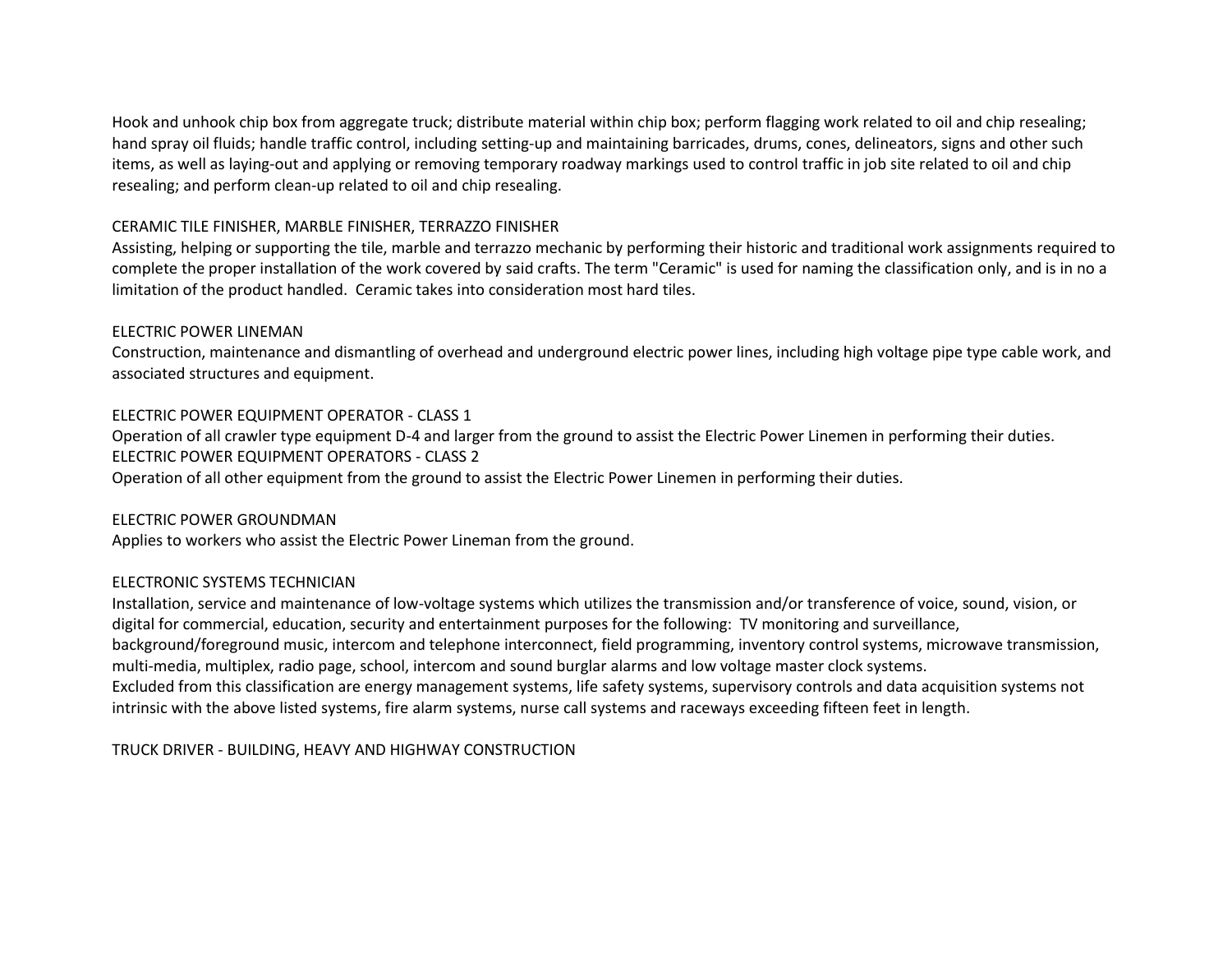Hook and unhook chip box from aggregate truck; distribute material within chip box; perform flagging work related to oil and chip resealing; hand spray oil fluids; handle traffic control, including setting-up and maintaining barricades, drums, cones, delineators, signs and other such items, as well as laying-out and applying or removing temporary roadway markings used to control traffic in job site related to oil and chip resealing; and perform clean-up related to oil and chip resealing.

CERAMIC TILE FINISHER, MARBLE FINISHER, TERRAZZO FINISHER
Assisting, helping or supporting the tile, marble and terrazzo mechanic by performing their historic and traditional work assignments required to complete the proper installation of the work covered by said crafts. The term "Ceramic" is used for naming the classification only, and is in no a limitation of the product handled. Ceramic takes into consideration most hard tiles.

ELECTRIC POWER LINEMAN
Construction, maintenance and dismantling of overhead and underground electric power lines, including high voltage pipe type cable work, and associated structures and equipment.

ELECTRIC POWER EQUIPMENT OPERATOR - CLASS 1
Operation of all crawler type equipment D-4 and larger from the ground to assist the Electric Power Linemen in performing their duties.
ELECTRIC POWER EQUIPMENT OPERATORS - CLASS 2
Operation of all other equipment from the ground to assist the Electric Power Linemen in performing their duties.

ELECTRIC POWER GROUNDMAN
Applies to workers who assist the Electric Power Lineman from the ground.

ELECTRONIC SYSTEMS TECHNICIAN
Installation, service and maintenance of low-voltage systems which utilizes the transmission and/or transference of voice, sound, vision, or digital for commercial, education, security and entertainment purposes for the following: TV monitoring and surveillance, background/foreground music, intercom and telephone interconnect, field programming, inventory control systems, microwave transmission, multi-media, multiplex, radio page, school, intercom and sound burglar alarms and low voltage master clock systems.
Excluded from this classification are energy management systems, life safety systems, supervisory controls and data acquisition systems not intrinsic with the above listed systems, fire alarm systems, nurse call systems and raceways exceeding fifteen feet in length.

TRUCK DRIVER - BUILDING, HEAVY AND HIGHWAY CONSTRUCTION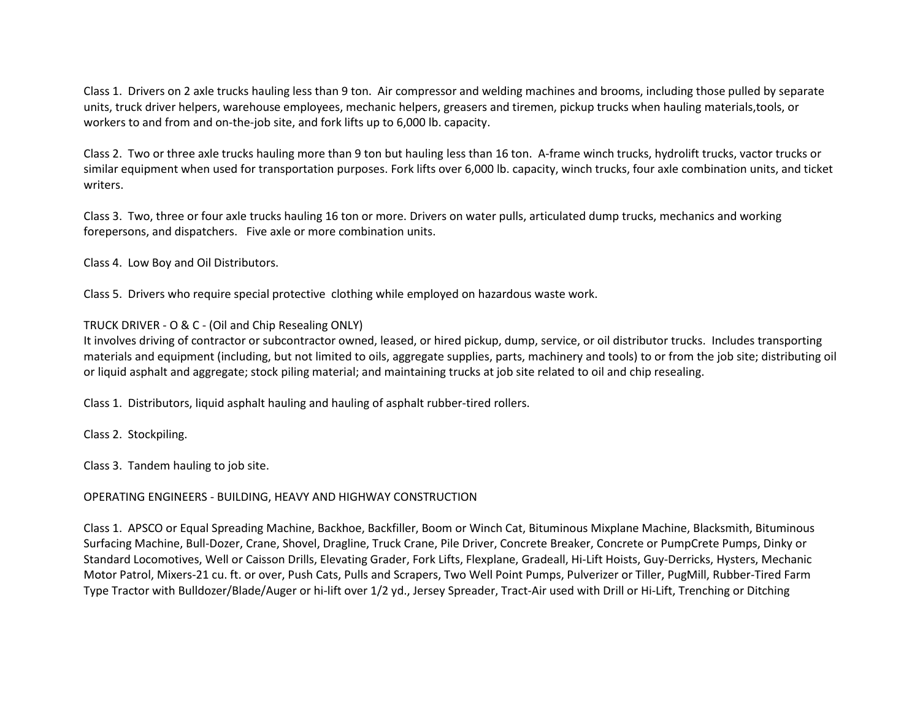Class 1. Drivers on 2 axle trucks hauling less than 9 ton. Air compressor and welding machines and brooms, including those pulled by separate units, truck driver helpers, warehouse employees, mechanic helpers, greasers and tiremen, pickup trucks when hauling materials,tools, or workers to and from and on-the-job site, and fork lifts up to 6,000 lb. capacity.

Class 2. Two or three axle trucks hauling more than 9 ton but hauling less than 16 ton. A-frame winch trucks, hydrolift trucks, vactor trucks or similar equipment when used for transportation purposes. Fork lifts over 6,000 lb. capacity, winch trucks, four axle combination units, and ticket writers.

Class 3. Two, three or four axle trucks hauling 16 ton or more. Drivers on water pulls, articulated dump trucks, mechanics and working forepersons, and dispatchers. Five axle or more combination units.

Class 4. Low Boy and Oil Distributors.

Class 5. Drivers who require special protective clothing while employed on hazardous waste work.

TRUCK DRIVER - O & C - (Oil and Chip Resealing ONLY)
It involves driving of contractor or subcontractor owned, leased, or hired pickup, dump, service, or oil distributor trucks. Includes transporting materials and equipment (including, but not limited to oils, aggregate supplies, parts, machinery and tools) to or from the job site; distributing oil or liquid asphalt and aggregate; stock piling material; and maintaining trucks at job site related to oil and chip resealing.

Class 1. Distributors, liquid asphalt hauling and hauling of asphalt rubber-tired rollers.

Class 2. Stockpiling.

Class 3. Tandem hauling to job site.

OPERATING ENGINEERS - BUILDING, HEAVY AND HIGHWAY CONSTRUCTION

Class 1. APSCO or Equal Spreading Machine, Backhoe, Backfiller, Boom or Winch Cat, Bituminous Mixplane Machine, Blacksmith, Bituminous Surfacing Machine, Bull-Dozer, Crane, Shovel, Dragline, Truck Crane, Pile Driver, Concrete Breaker, Concrete or PumpCrete Pumps, Dinky or Standard Locomotives, Well or Caisson Drills, Elevating Grader, Fork Lifts, Flexplane, Gradeall, Hi-Lift Hoists, Guy-Derricks, Hysters, Mechanic Motor Patrol, Mixers-21 cu. ft. or over, Push Cats, Pulls and Scrapers, Two Well Point Pumps, Pulverizer or Tiller, PugMill, Rubber-Tired Farm Type Tractor with Bulldozer/Blade/Auger or hi-lift over 1/2 yd., Jersey Spreader, Tract-Air used with Drill or Hi-Lift, Trenching or Ditching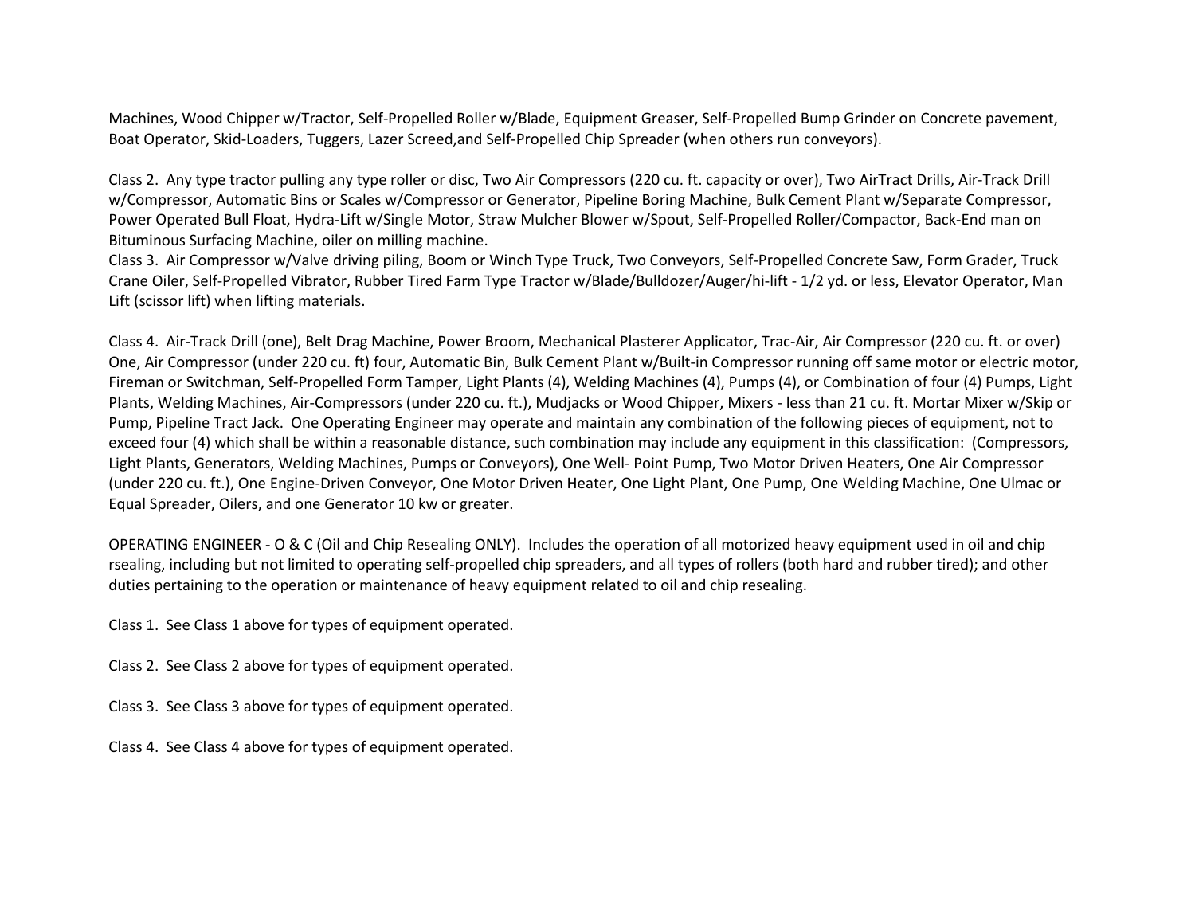Machines, Wood Chipper w/Tractor, Self-Propelled Roller w/Blade, Equipment Greaser, Self-Propelled Bump Grinder on Concrete pavement, Boat Operator, Skid-Loaders, Tuggers, Lazer Screed,and Self-Propelled Chip Spreader (when others run conveyors).

Class 2. Any type tractor pulling any type roller or disc, Two Air Compressors (220 cu. ft. capacity or over), Two AirTract Drills, Air-Track Drill w/Compressor, Automatic Bins or Scales w/Compressor or Generator, Pipeline Boring Machine, Bulk Cement Plant w/Separate Compressor, Power Operated Bull Float, Hydra-Lift w/Single Motor, Straw Mulcher Blower w/Spout, Self-Propelled Roller/Compactor, Back-End man on Bituminous Surfacing Machine, oiler on milling machine.

Class 3. Air Compressor w/Valve driving piling, Boom or Winch Type Truck, Two Conveyors, Self-Propelled Concrete Saw, Form Grader, Truck Crane Oiler, Self-Propelled Vibrator, Rubber Tired Farm Type Tractor w/Blade/Bulldozer/Auger/hi-lift - 1/2 yd. or less, Elevator Operator, Man Lift (scissor lift) when lifting materials.

Class 4. Air-Track Drill (one), Belt Drag Machine, Power Broom, Mechanical Plasterer Applicator, Trac-Air, Air Compressor (220 cu. ft. or over) One, Air Compressor (under 220 cu. ft) four, Automatic Bin, Bulk Cement Plant w/Built-in Compressor running off same motor or electric motor, Fireman or Switchman, Self-Propelled Form Tamper, Light Plants (4), Welding Machines (4), Pumps (4), or Combination of four (4) Pumps, Light Plants, Welding Machines, Air-Compressors (under 220 cu. ft.), Mudjacks or Wood Chipper, Mixers - less than 21 cu. ft. Mortar Mixer w/Skip or Pump, Pipeline Tract Jack. One Operating Engineer may operate and maintain any combination of the following pieces of equipment, not to exceed four (4) which shall be within a reasonable distance, such combination may include any equipment in this classification: (Compressors, Light Plants, Generators, Welding Machines, Pumps or Conveyors), One Well- Point Pump, Two Motor Driven Heaters, One Air Compressor (under 220 cu. ft.), One Engine-Driven Conveyor, One Motor Driven Heater, One Light Plant, One Pump, One Welding Machine, One Ulmac or Equal Spreader, Oilers, and one Generator 10 kw or greater.

OPERATING ENGINEER - O & C (Oil and Chip Resealing ONLY). Includes the operation of all motorized heavy equipment used in oil and chip rsealing, including but not limited to operating self-propelled chip spreaders, and all types of rollers (both hard and rubber tired); and other duties pertaining to the operation or maintenance of heavy equipment related to oil and chip resealing.

Class 1. See Class 1 above for types of equipment operated.

Class 2. See Class 2 above for types of equipment operated.

Class 3. See Class 3 above for types of equipment operated.

Class 4. See Class 4 above for types of equipment operated.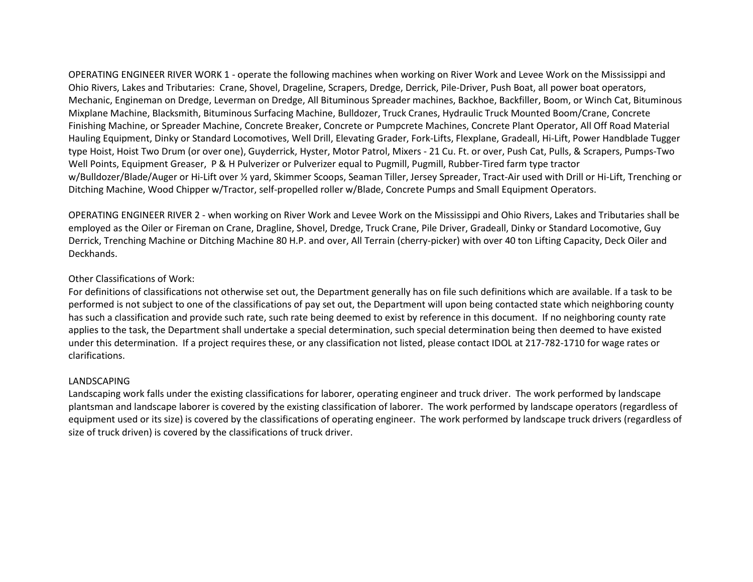OPERATING ENGINEER RIVER WORK 1 - operate the following machines when working on River Work and Levee Work on the Mississippi and Ohio Rivers, Lakes and Tributaries:  Crane, Shovel, Drageline, Scrapers, Dredge, Derrick, Pile-Driver, Push Boat, all power boat operators, Mechanic, Engineman on Dredge, Leverman on Dredge, All Bituminous Spreader machines, Backhoe, Backfiller, Boom, or Winch Cat, Bituminous Mixplane Machine, Blacksmith, Bituminous Surfacing Machine, Bulldozer, Truck Cranes, Hydraulic Truck Mounted Boom/Crane, Concrete Finishing Machine, or Spreader Machine, Concrete Breaker, Concrete or Pumpcrete Machines, Concrete Plant Operator, All Off Road Material Hauling Equipment, Dinky or Standard Locomotives, Well Drill, Elevating Grader, Fork-Lifts, Flexplane, Gradeall, Hi-Lift, Power Handblade Tugger type Hoist, Hoist Two Drum (or over one), Guyderrick, Hyster, Motor Patrol, Mixers - 21 Cu. Ft. or over, Push Cat, Pulls, & Scrapers, Pumps-Two Well Points, Equipment Greaser,  P & H Pulverizer or Pulverizer equal to Pugmill, Pugmill, Rubber-Tired farm type tractor w/Bulldozer/Blade/Auger or Hi-Lift over ½ yard, Skimmer Scoops, Seaman Tiller, Jersey Spreader, Tract-Air used with Drill or Hi-Lift, Trenching or Ditching Machine, Wood Chipper w/Tractor, self-propelled roller w/Blade, Concrete Pumps and Small Equipment Operators.

OPERATING ENGINEER RIVER 2 - when working on River Work and Levee Work on the Mississippi and Ohio Rivers, Lakes and Tributaries shall be employed as the Oiler or Fireman on Crane, Dragline, Shovel, Dredge, Truck Crane, Pile Driver, Gradeall, Dinky or Standard Locomotive, Guy Derrick, Trenching Machine or Ditching Machine 80 H.P. and over, All Terrain (cherry-picker) with over 40 ton Lifting Capacity, Deck Oiler and Deckhands.

Other Classifications of Work:
For definitions of classifications not otherwise set out, the Department generally has on file such definitions which are available. If a task to be performed is not subject to one of the classifications of pay set out, the Department will upon being contacted state which neighboring county has such a classification and provide such rate, such rate being deemed to exist by reference in this document.  If no neighboring county rate applies to the task, the Department shall undertake a special determination, such special determination being then deemed to have existed under this determination.  If a project requires these, or any classification not listed, please contact IDOL at 217-782-1710 for wage rates or clarifications.

LANDSCAPING
Landscaping work falls under the existing classifications for laborer, operating engineer and truck driver.  The work performed by landscape plantsman and landscape laborer is covered by the existing classification of laborer.  The work performed by landscape operators (regardless of equipment used or its size) is covered by the classifications of operating engineer.  The work performed by landscape truck drivers (regardless of size of truck driven) is covered by the classifications of truck driver.